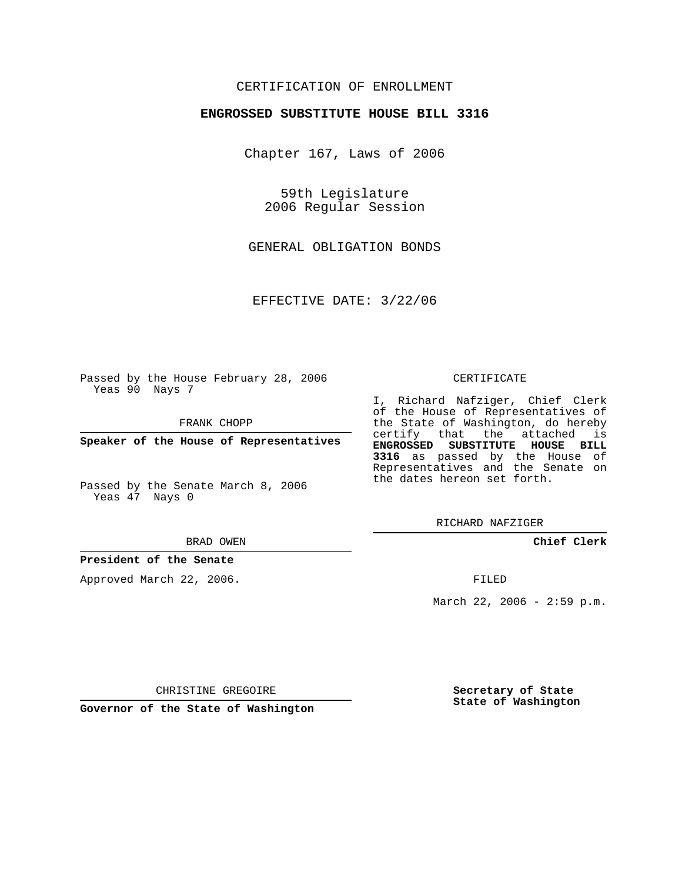CERTIFICATION OF ENROLLMENT

**ENGROSSED SUBSTITUTE HOUSE BILL 3316**

Chapter 167, Laws of 2006

59th Legislature
2006 Regular Session

GENERAL OBLIGATION BONDS

EFFECTIVE DATE: 3/22/06

Passed by the House February 28, 2006
Yeas 90 Nays 7

FRANK CHOPP

**Speaker of the House of Representatives**

Passed by the Senate March 8, 2006
Yeas 47 Nays 0

BRAD OWEN

**President of the Senate**

Approved March 22, 2006.

CHRISTINE GREGOIRE

**Governor of the State of Washington**

CERTIFICATE

I, Richard Nafziger, Chief Clerk of the House of Representatives of the State of Washington, do hereby certify that the attached is **ENGROSSED SUBSTITUTE HOUSE BILL 3316** as passed by the House of Representatives and the Senate on the dates hereon set forth.

RICHARD NAFZIGER

**Chief Clerk**

FILED

March 22, 2006 - 2:59 p.m.

**Secretary of State**
**State of Washington**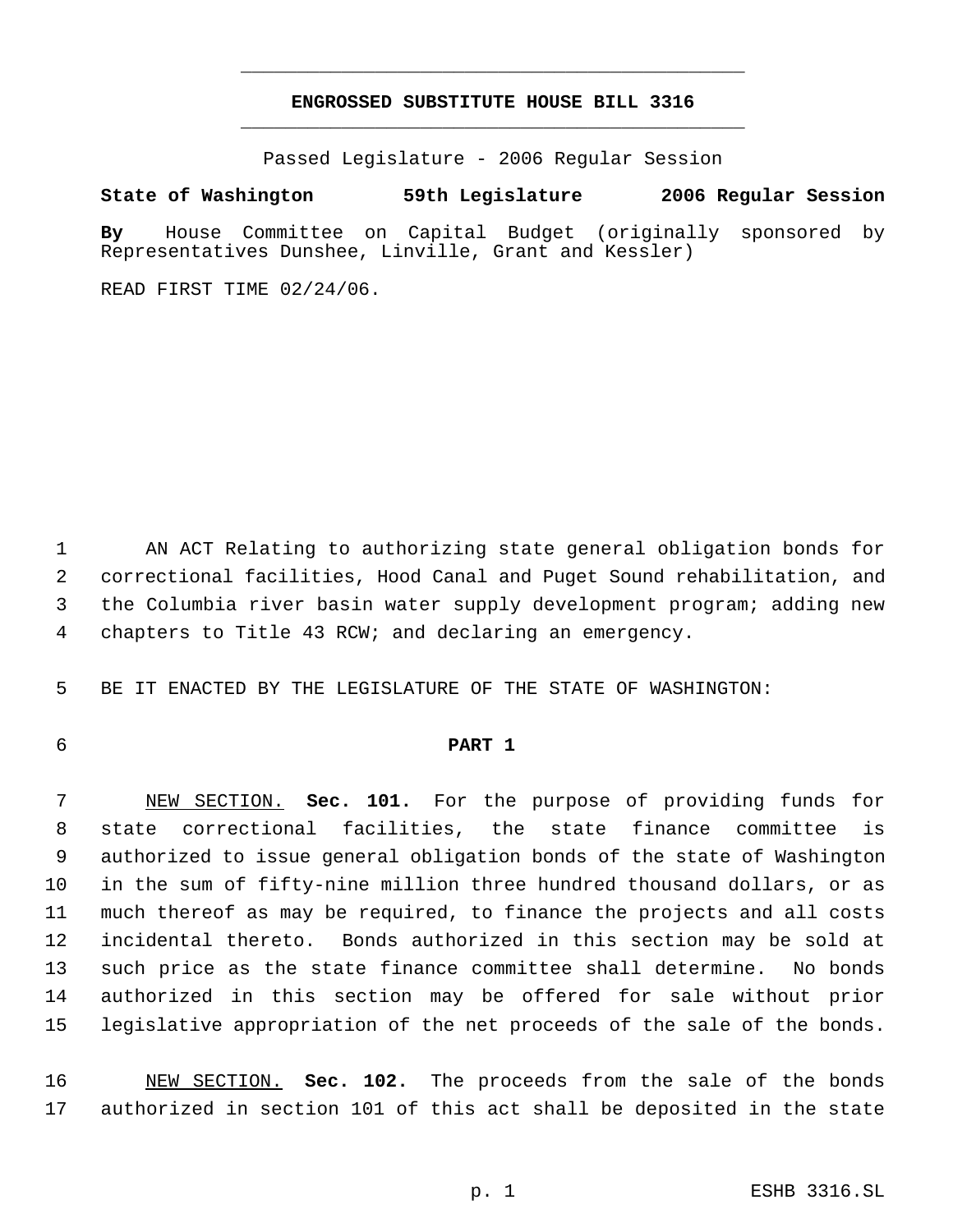# ENGROSSED SUBSTITUTE HOUSE BILL 3316

Passed Legislature - 2006 Regular Session

**State of Washington 59th Legislature 2006 Regular Session**

**By** House Committee on Capital Budget (originally sponsored by Representatives Dunshee, Linville, Grant and Kessler)

READ FIRST TIME 02/24/06.

AN ACT Relating to authorizing state general obligation bonds for correctional facilities, Hood Canal and Puget Sound rehabilitation, and the Columbia river basin water supply development program; adding new chapters to Title 43 RCW; and declaring an emergency.

BE IT ENACTED BY THE LEGISLATURE OF THE STATE OF WASHINGTON:

## PART 1

NEW SECTION. **Sec. 101.** For the purpose of providing funds for state correctional facilities, the state finance committee is authorized to issue general obligation bonds of the state of Washington in the sum of fifty-nine million three hundred thousand dollars, or as much thereof as may be required, to finance the projects and all costs incidental thereto. Bonds authorized in this section may be sold at such price as the state finance committee shall determine. No bonds authorized in this section may be offered for sale without prior legislative appropriation of the net proceeds of the sale of the bonds.

NEW SECTION. **Sec. 102.** The proceeds from the sale of the bonds authorized in section 101 of this act shall be deposited in the state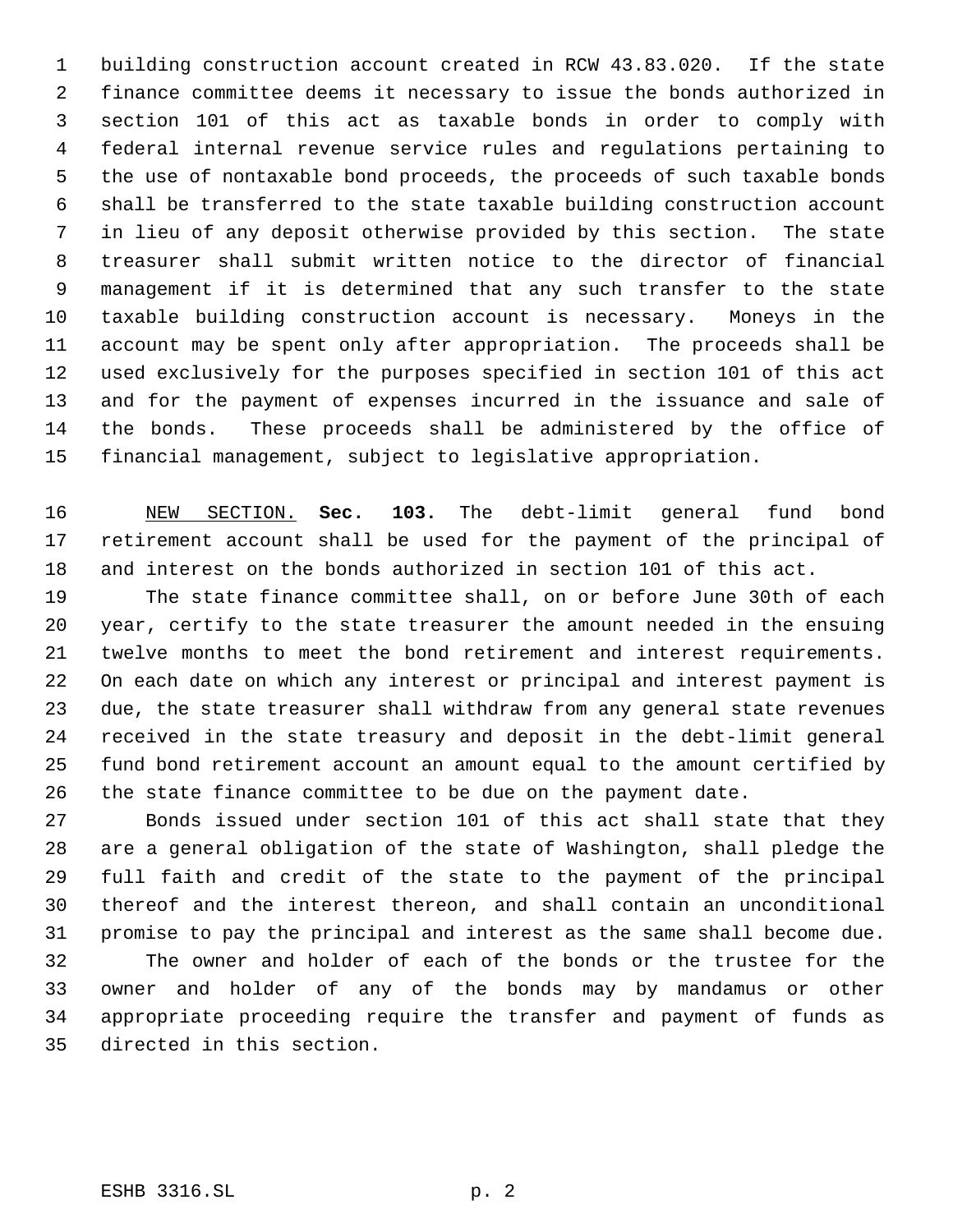building construction account created in RCW 43.83.020. If the state finance committee deems it necessary to issue the bonds authorized in section 101 of this act as taxable bonds in order to comply with federal internal revenue service rules and regulations pertaining to the use of nontaxable bond proceeds, the proceeds of such taxable bonds shall be transferred to the state taxable building construction account in lieu of any deposit otherwise provided by this section. The state treasurer shall submit written notice to the director of financial management if it is determined that any such transfer to the state taxable building construction account is necessary. Moneys in the account may be spent only after appropriation. The proceeds shall be used exclusively for the purposes specified in section 101 of this act and for the payment of expenses incurred in the issuance and sale of the bonds. These proceeds shall be administered by the office of financial management, subject to legislative appropriation.

NEW SECTION. **Sec. 103.** The debt-limit general fund bond retirement account shall be used for the payment of the principal of and interest on the bonds authorized in section 101 of this act.

The state finance committee shall, on or before June 30th of each year, certify to the state treasurer the amount needed in the ensuing twelve months to meet the bond retirement and interest requirements. On each date on which any interest or principal and interest payment is due, the state treasurer shall withdraw from any general state revenues received in the state treasury and deposit in the debt-limit general fund bond retirement account an amount equal to the amount certified by the state finance committee to be due on the payment date.

Bonds issued under section 101 of this act shall state that they are a general obligation of the state of Washington, shall pledge the full faith and credit of the state to the payment of the principal thereof and the interest thereon, and shall contain an unconditional promise to pay the principal and interest as the same shall become due.

The owner and holder of each of the bonds or the trustee for the owner and holder of any of the bonds may by mandamus or other appropriate proceeding require the transfer and payment of funds as directed in this section.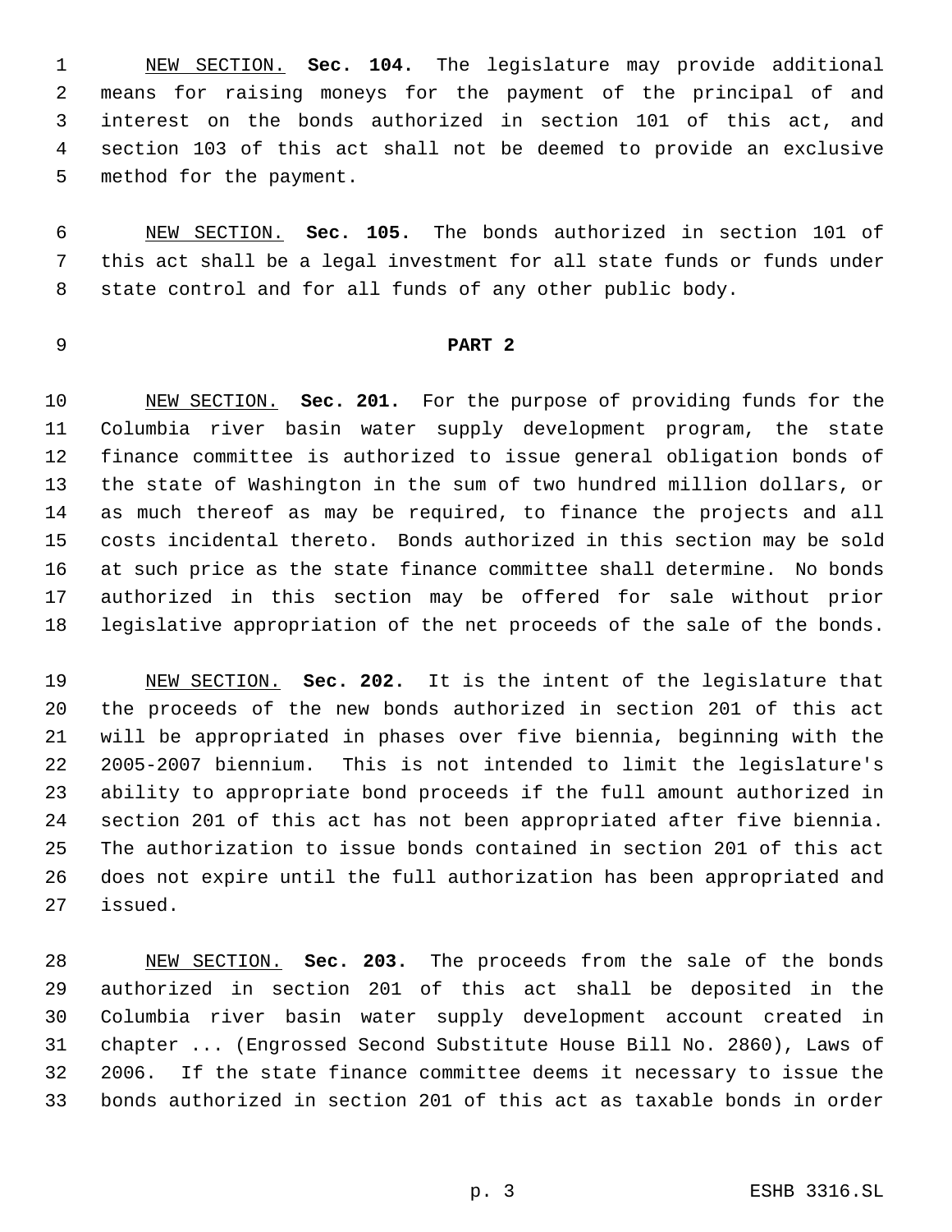NEW SECTION. **Sec. 104.** The legislature may provide additional means for raising moneys for the payment of the principal of and interest on the bonds authorized in section 101 of this act, and section 103 of this act shall not be deemed to provide an exclusive method for the payment.

NEW SECTION. **Sec. 105.** The bonds authorized in section 101 of this act shall be a legal investment for all state funds or funds under state control and for all funds of any other public body.

**PART 2**

NEW SECTION. **Sec. 201.** For the purpose of providing funds for the Columbia river basin water supply development program, the state finance committee is authorized to issue general obligation bonds of the state of Washington in the sum of two hundred million dollars, or as much thereof as may be required, to finance the projects and all costs incidental thereto. Bonds authorized in this section may be sold at such price as the state finance committee shall determine. No bonds authorized in this section may be offered for sale without prior legislative appropriation of the net proceeds of the sale of the bonds.

NEW SECTION. **Sec. 202.** It is the intent of the legislature that the proceeds of the new bonds authorized in section 201 of this act will be appropriated in phases over five biennia, beginning with the 2005-2007 biennium. This is not intended to limit the legislature's ability to appropriate bond proceeds if the full amount authorized in section 201 of this act has not been appropriated after five biennia. The authorization to issue bonds contained in section 201 of this act does not expire until the full authorization has been appropriated and issued.

NEW SECTION. **Sec. 203.** The proceeds from the sale of the bonds authorized in section 201 of this act shall be deposited in the Columbia river basin water supply development account created in chapter ... (Engrossed Second Substitute House Bill No. 2860), Laws of 2006. If the state finance committee deems it necessary to issue the bonds authorized in section 201 of this act as taxable bonds in order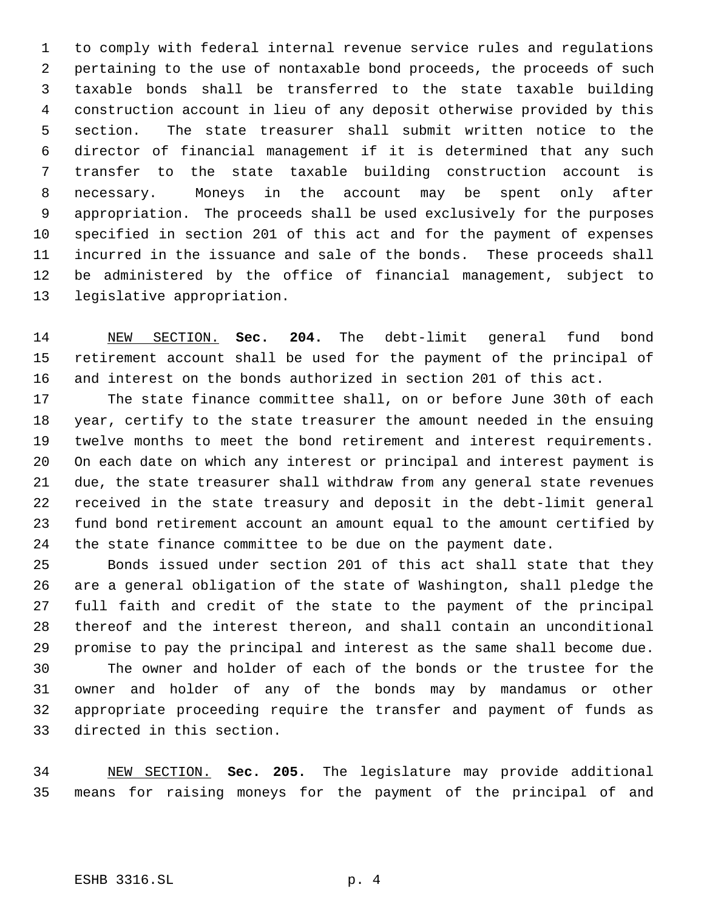to comply with federal internal revenue service rules and regulations pertaining to the use of nontaxable bond proceeds, the proceeds of such taxable bonds shall be transferred to the state taxable building construction account in lieu of any deposit otherwise provided by this section. The state treasurer shall submit written notice to the director of financial management if it is determined that any such transfer to the state taxable building construction account is necessary. Moneys in the account may be spent only after appropriation. The proceeds shall be used exclusively for the purposes specified in section 201 of this act and for the payment of expenses incurred in the issuance and sale of the bonds. These proceeds shall be administered by the office of financial management, subject to legislative appropriation.

NEW SECTION. **Sec. 204.** The debt-limit general fund bond retirement account shall be used for the payment of the principal of and interest on the bonds authorized in section 201 of this act.

The state finance committee shall, on or before June 30th of each year, certify to the state treasurer the amount needed in the ensuing twelve months to meet the bond retirement and interest requirements. On each date on which any interest or principal and interest payment is due, the state treasurer shall withdraw from any general state revenues received in the state treasury and deposit in the debt-limit general fund bond retirement account an amount equal to the amount certified by the state finance committee to be due on the payment date.

Bonds issued under section 201 of this act shall state that they are a general obligation of the state of Washington, shall pledge the full faith and credit of the state to the payment of the principal thereof and the interest thereon, and shall contain an unconditional promise to pay the principal and interest as the same shall become due.

The owner and holder of each of the bonds or the trustee for the owner and holder of any of the bonds may by mandamus or other appropriate proceeding require the transfer and payment of funds as directed in this section.

NEW SECTION. **Sec. 205.** The legislature may provide additional means for raising moneys for the payment of the principal of and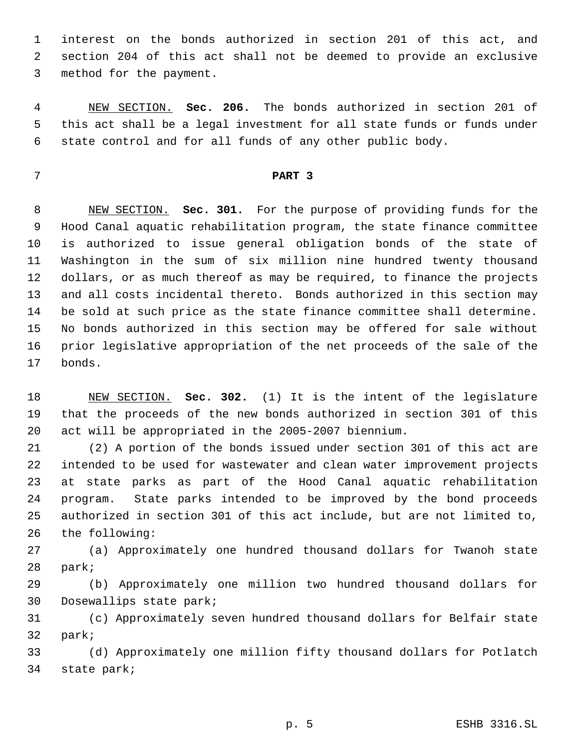interest on the bonds authorized in section 201 of this act, and section 204 of this act shall not be deemed to provide an exclusive method for the payment.

NEW SECTION. **Sec. 206.** The bonds authorized in section 201 of this act shall be a legal investment for all state funds or funds under state control and for all funds of any other public body.

## PART 3

NEW SECTION. **Sec. 301.** For the purpose of providing funds for the Hood Canal aquatic rehabilitation program, the state finance committee is authorized to issue general obligation bonds of the state of Washington in the sum of six million nine hundred twenty thousand dollars, or as much thereof as may be required, to finance the projects and all costs incidental thereto. Bonds authorized in this section may be sold at such price as the state finance committee shall determine. No bonds authorized in this section may be offered for sale without prior legislative appropriation of the net proceeds of the sale of the bonds.

NEW SECTION. **Sec. 302.** (1) It is the intent of the legislature that the proceeds of the new bonds authorized in section 301 of this act will be appropriated in the 2005-2007 biennium.

(2) A portion of the bonds issued under section 301 of this act are intended to be used for wastewater and clean water improvement projects at state parks as part of the Hood Canal aquatic rehabilitation program. State parks intended to be improved by the bond proceeds authorized in section 301 of this act include, but are not limited to, the following:

(a) Approximately one hundred thousand dollars for Twanoh state park;

(b) Approximately one million two hundred thousand dollars for Dosewallips state park;

(c) Approximately seven hundred thousand dollars for Belfair state park;

(d) Approximately one million fifty thousand dollars for Potlatch state park;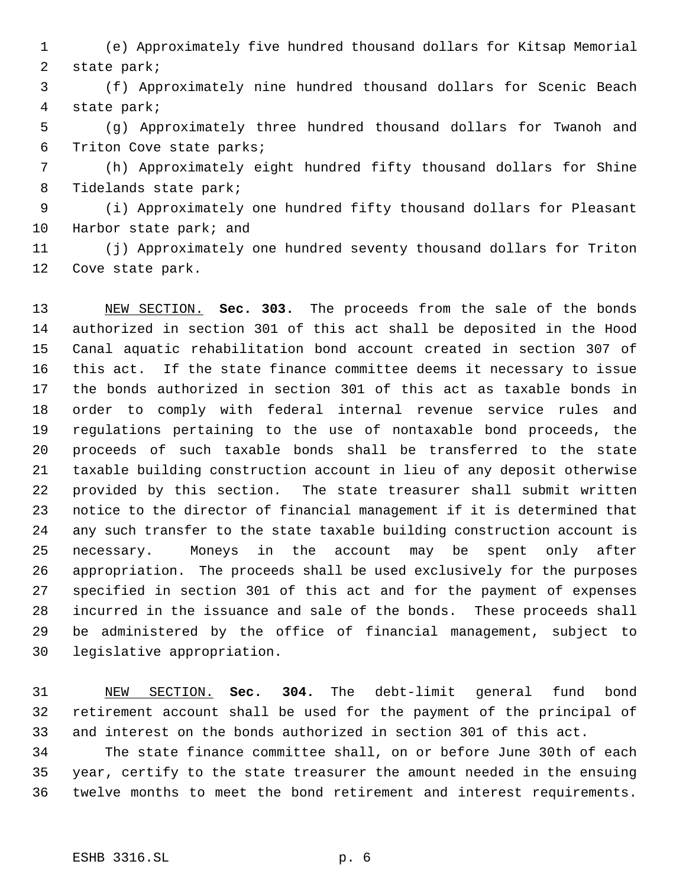(e) Approximately five hundred thousand dollars for Kitsap Memorial state park;

(f) Approximately nine hundred thousand dollars for Scenic Beach state park;

(g) Approximately three hundred thousand dollars for Twanoh and Triton Cove state parks;

(h) Approximately eight hundred fifty thousand dollars for Shine Tidelands state park;

(i) Approximately one hundred fifty thousand dollars for Pleasant Harbor state park; and

(j) Approximately one hundred seventy thousand dollars for Triton Cove state park.

NEW SECTION. **Sec. 303.** The proceeds from the sale of the bonds authorized in section 301 of this act shall be deposited in the Hood Canal aquatic rehabilitation bond account created in section 307 of this act. If the state finance committee deems it necessary to issue the bonds authorized in section 301 of this act as taxable bonds in order to comply with federal internal revenue service rules and regulations pertaining to the use of nontaxable bond proceeds, the proceeds of such taxable bonds shall be transferred to the state taxable building construction account in lieu of any deposit otherwise provided by this section. The state treasurer shall submit written notice to the director of financial management if it is determined that any such transfer to the state taxable building construction account is necessary. Moneys in the account may be spent only after appropriation. The proceeds shall be used exclusively for the purposes specified in section 301 of this act and for the payment of expenses incurred in the issuance and sale of the bonds. These proceeds shall be administered by the office of financial management, subject to legislative appropriation.

NEW SECTION. **Sec. 304.** The debt-limit general fund bond retirement account shall be used for the payment of the principal of and interest on the bonds authorized in section 301 of this act.

The state finance committee shall, on or before June 30th of each year, certify to the state treasurer the amount needed in the ensuing twelve months to meet the bond retirement and interest requirements.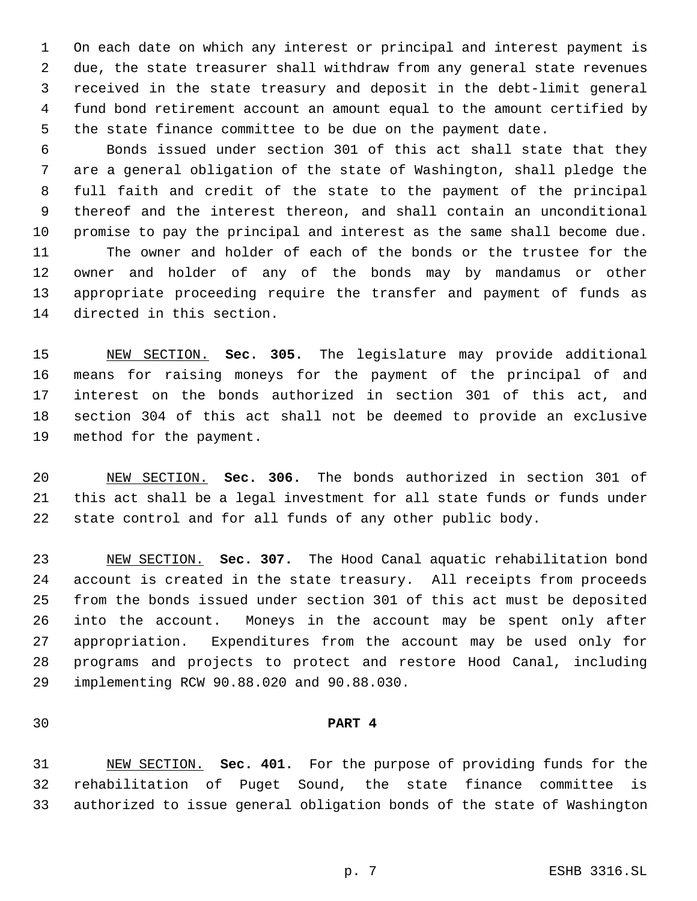On each date on which any interest or principal and interest payment is due, the state treasurer shall withdraw from any general state revenues received in the state treasury and deposit in the debt-limit general fund bond retirement account an amount equal to the amount certified by the state finance committee to be due on the payment date.

Bonds issued under section 301 of this act shall state that they are a general obligation of the state of Washington, shall pledge the full faith and credit of the state to the payment of the principal thereof and the interest thereon, and shall contain an unconditional promise to pay the principal and interest as the same shall become due.

The owner and holder of each of the bonds or the trustee for the owner and holder of any of the bonds may by mandamus or other appropriate proceeding require the transfer and payment of funds as directed in this section.

NEW SECTION. **Sec. 305.** The legislature may provide additional means for raising moneys for the payment of the principal of and interest on the bonds authorized in section 301 of this act, and section 304 of this act shall not be deemed to provide an exclusive method for the payment.

NEW SECTION. **Sec. 306.** The bonds authorized in section 301 of this act shall be a legal investment for all state funds or funds under state control and for all funds of any other public body.

NEW SECTION. **Sec. 307.** The Hood Canal aquatic rehabilitation bond account is created in the state treasury. All receipts from proceeds from the bonds issued under section 301 of this act must be deposited into the account. Moneys in the account may be spent only after appropriation. Expenditures from the account may be used only for programs and projects to protect and restore Hood Canal, including implementing RCW 90.88.020 and 90.88.030.

**PART 4**

NEW SECTION. **Sec. 401.** For the purpose of providing funds for the rehabilitation of Puget Sound, the state finance committee is authorized to issue general obligation bonds of the state of Washington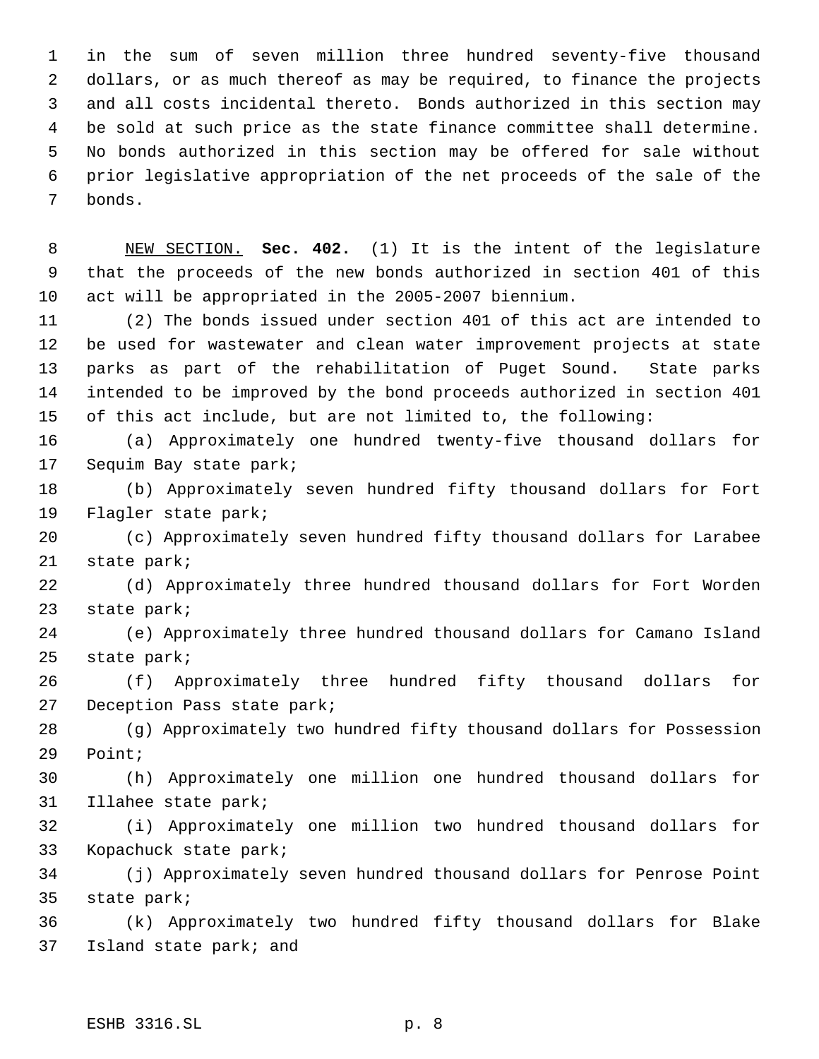in the sum of seven million three hundred seventy-five thousand dollars, or as much thereof as may be required, to finance the projects and all costs incidental thereto. Bonds authorized in this section may be sold at such price as the state finance committee shall determine. No bonds authorized in this section may be offered for sale without prior legislative appropriation of the net proceeds of the sale of the bonds.

NEW SECTION. **Sec. 402.** (1) It is the intent of the legislature that the proceeds of the new bonds authorized in section 401 of this act will be appropriated in the 2005-2007 biennium.

(2) The bonds issued under section 401 of this act are intended to be used for wastewater and clean water improvement projects at state parks as part of the rehabilitation of Puget Sound. State parks intended to be improved by the bond proceeds authorized in section 401 of this act include, but are not limited to, the following:

(a) Approximately one hundred twenty-five thousand dollars for Sequim Bay state park;

(b) Approximately seven hundred fifty thousand dollars for Fort Flagler state park;

(c) Approximately seven hundred fifty thousand dollars for Larabee state park;

(d) Approximately three hundred thousand dollars for Fort Worden state park;

(e) Approximately three hundred thousand dollars for Camano Island state park;

(f) Approximately three hundred fifty thousand dollars for Deception Pass state park;

(g) Approximately two hundred fifty thousand dollars for Possession Point;

(h) Approximately one million one hundred thousand dollars for Illahee state park;

(i) Approximately one million two hundred thousand dollars for Kopachuck state park;

(j) Approximately seven hundred thousand dollars for Penrose Point state park;

(k) Approximately two hundred fifty thousand dollars for Blake Island state park; and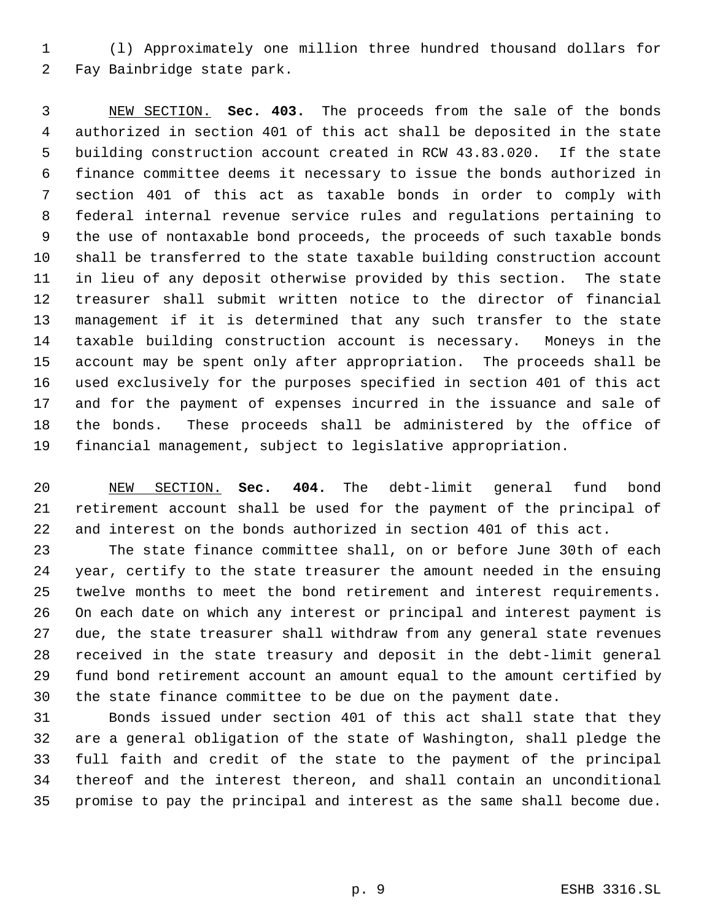(l) Approximately one million three hundred thousand dollars for Fay Bainbridge state park.

NEW SECTION. **Sec. 403.** The proceeds from the sale of the bonds authorized in section 401 of this act shall be deposited in the state building construction account created in RCW 43.83.020. If the state finance committee deems it necessary to issue the bonds authorized in section 401 of this act as taxable bonds in order to comply with federal internal revenue service rules and regulations pertaining to the use of nontaxable bond proceeds, the proceeds of such taxable bonds shall be transferred to the state taxable building construction account in lieu of any deposit otherwise provided by this section. The state treasurer shall submit written notice to the director of financial management if it is determined that any such transfer to the state taxable building construction account is necessary. Moneys in the account may be spent only after appropriation. The proceeds shall be used exclusively for the purposes specified in section 401 of this act and for the payment of expenses incurred in the issuance and sale of the bonds. These proceeds shall be administered by the office of financial management, subject to legislative appropriation.

NEW SECTION. **Sec. 404.** The debt-limit general fund bond retirement account shall be used for the payment of the principal of and interest on the bonds authorized in section 401 of this act.

The state finance committee shall, on or before June 30th of each year, certify to the state treasurer the amount needed in the ensuing twelve months to meet the bond retirement and interest requirements. On each date on which any interest or principal and interest payment is due, the state treasurer shall withdraw from any general state revenues received in the state treasury and deposit in the debt-limit general fund bond retirement account an amount equal to the amount certified by the state finance committee to be due on the payment date.

Bonds issued under section 401 of this act shall state that they are a general obligation of the state of Washington, shall pledge the full faith and credit of the state to the payment of the principal thereof and the interest thereon, and shall contain an unconditional promise to pay the principal and interest as the same shall become due.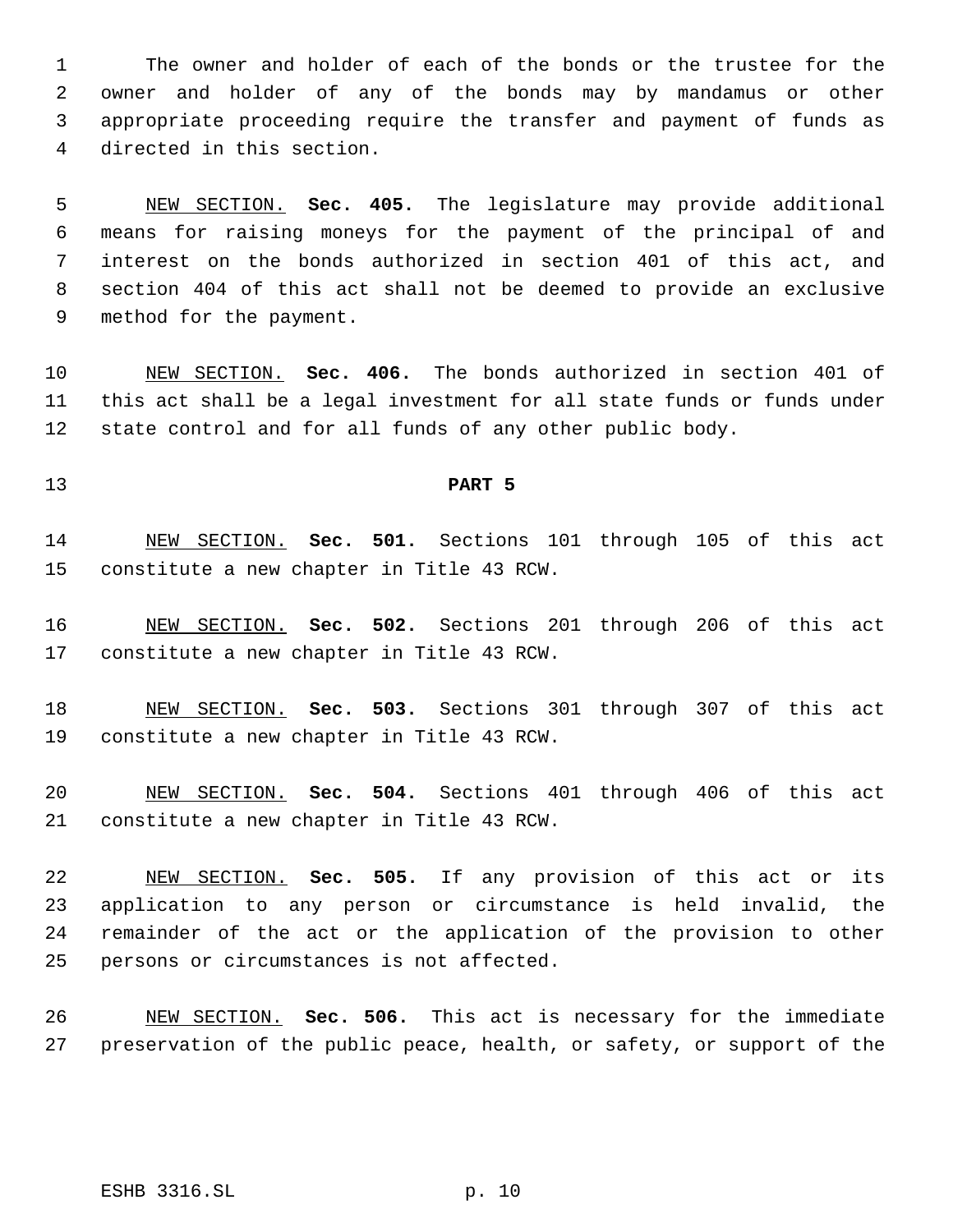The owner and holder of each of the bonds or the trustee for the owner and holder of any of the bonds may by mandamus or other appropriate proceeding require the transfer and payment of funds as directed in this section.

NEW SECTION. **Sec. 405.** The legislature may provide additional means for raising moneys for the payment of the principal of and interest on the bonds authorized in section 401 of this act, and section 404 of this act shall not be deemed to provide an exclusive method for the payment.

NEW SECTION. **Sec. 406.** The bonds authorized in section 401 of this act shall be a legal investment for all state funds or funds under state control and for all funds of any other public body.

**PART 5**

NEW SECTION. **Sec. 501.** Sections 101 through 105 of this act constitute a new chapter in Title 43 RCW.

NEW SECTION. **Sec. 502.** Sections 201 through 206 of this act constitute a new chapter in Title 43 RCW.

NEW SECTION. **Sec. 503.** Sections 301 through 307 of this act constitute a new chapter in Title 43 RCW.

NEW SECTION. **Sec. 504.** Sections 401 through 406 of this act constitute a new chapter in Title 43 RCW.

NEW SECTION. **Sec. 505.** If any provision of this act or its application to any person or circumstance is held invalid, the remainder of the act or the application of the provision to other persons or circumstances is not affected.

NEW SECTION. **Sec. 506.** This act is necessary for the immediate preservation of the public peace, health, or safety, or support of the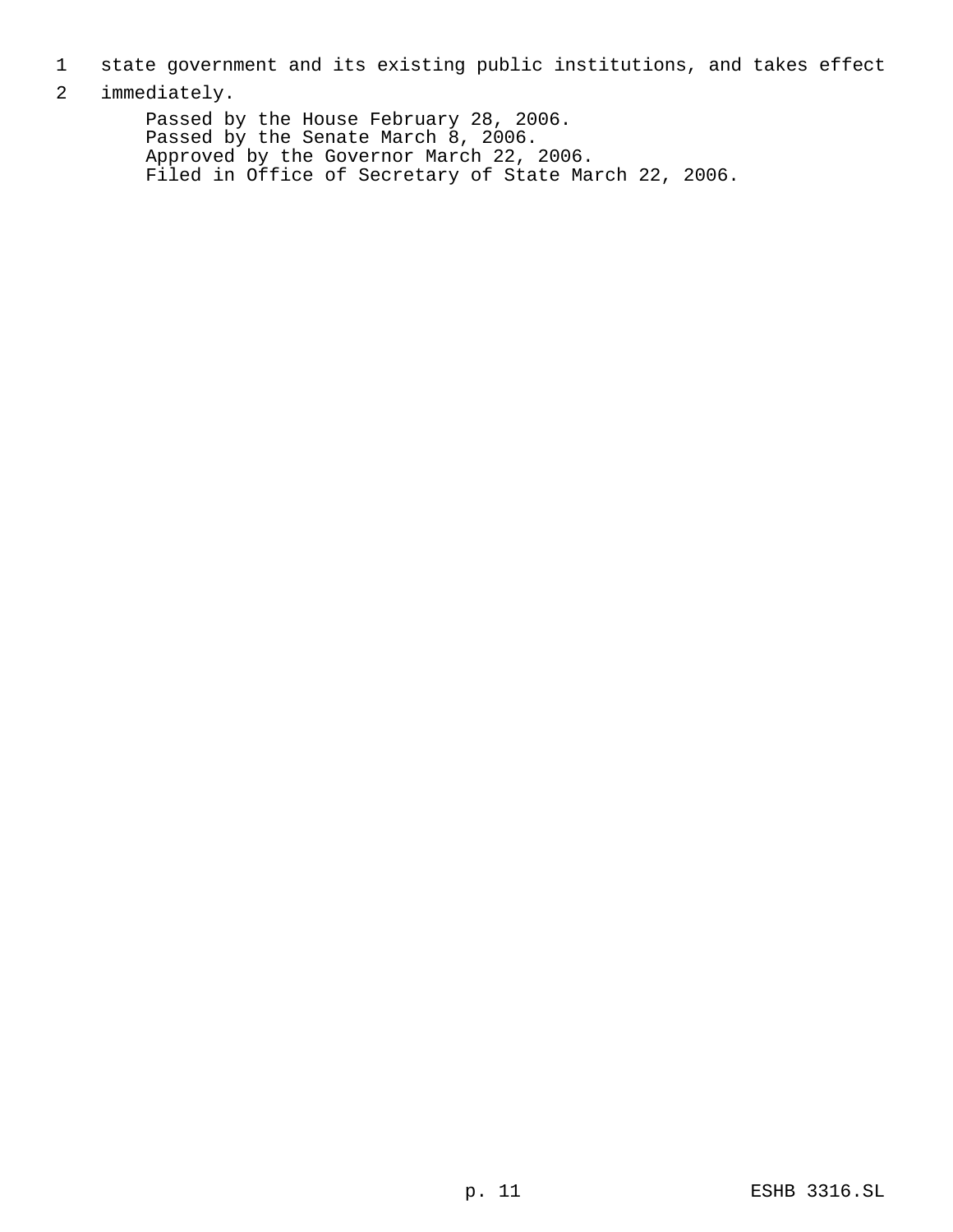state government and its existing public institutions, and takes effect immediately.

Passed by the House February 28, 2006.
Passed by the Senate March 8, 2006.
Approved by the Governor March 22, 2006.
Filed in Office of Secretary of State March 22, 2006.